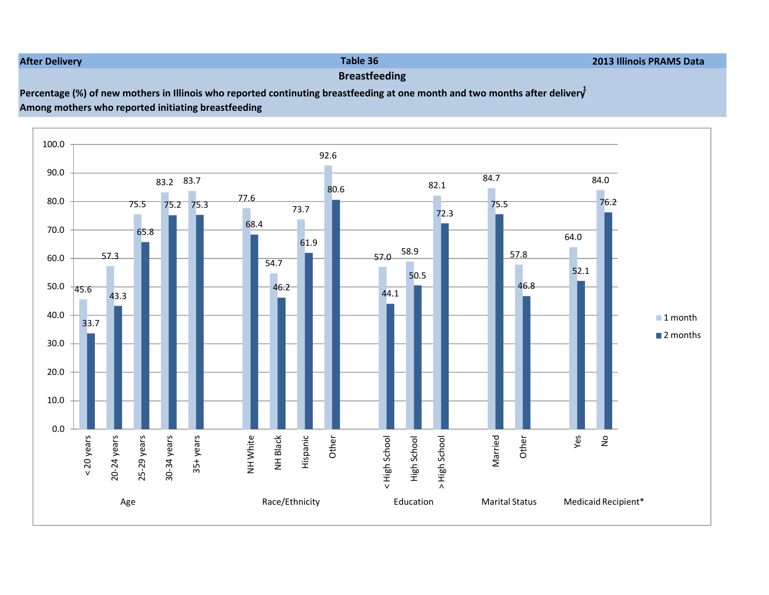**After Delivery** | **Table 36** | **2013 Illinois PRAMS Data**

## Breastfeeding

**Percentage (%) of new mothers in Illinois who reported continuting breastfeeding at one month and two months after delivery[1]**
**Among mothers who reported initiating breastfeeding**

| Category | Group | 1 month | 2 months |
|---|---|---|---|
| Age | < 20 years | 45.6 | 33.7 |
| | 20-24 years | 57.3 | 43.3 |
| | 25-29 years | 75.5 | 65.8 |
| | 30-34 years | 83.2 | 75.2 |
| | 35+ years | 83.7 | 75.3 |
| Race/Ethnicity | NH White | 77.6 | 68.4 |
| | NH Black | 54.7 | 46.2 |
| | Hispanic | 73.7 | 61.9 |
| | Other | 92.6 | 80.6 |
| Education | < High School | 57.0 | 44.1 |
| | High School | 58.9 | 50.5 |
| | > High School | 82.1 | 72.3 |
| Marital Status | Married | 84.7 | 75.5 |
| | Other | 57.8 | 46.8 |
| Medicaid Recipient* | Yes | 64.0 | 52.1 |
| | No | 84.0 | 76.2 |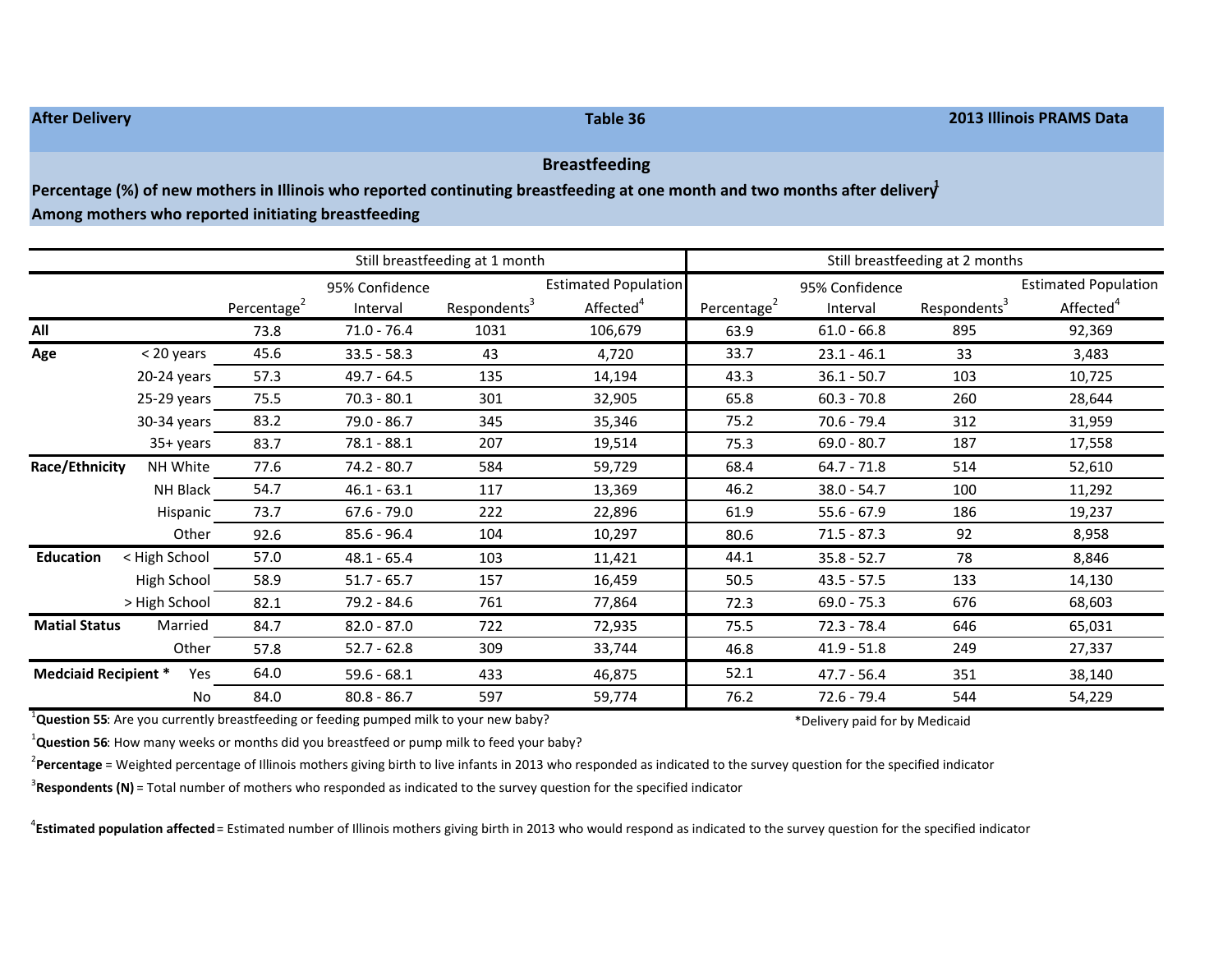**After Delivery** | **Table 36** | **2013 Illinois PRAMS Data**

## Breastfeeding

**Percentage (%) of new mothers in Illinois who reported continuting breastfeeding at one month and two months after delivery[1]**

**Among mothers who reported initiating breastfeeding**

| | | Still breastfeeding at 1 month | | | | Still breastfeeding at 2 months | | | |
|---|---|---|---|---|---|---|---|---|---|
| | | Percentage[2] | 95% Confidence Interval | Respondents[3] | Estimated Population Affected[4] | Percentage[2] | 95% Confidence Interval | Respondents[3] | Estimated Population Affected[4] |
| **All** | | 73.8 | 71.0 - 76.4 | 1031 | 106,679 | 63.9 | 61.0 - 66.8 | 895 | 92,369 |
| **Age** | < 20 years | 45.6 | 33.5 - 58.3 | 43 | 4,720 | 33.7 | 23.1 - 46.1 | 33 | 3,483 |
| | 20-24 years | 57.3 | 49.7 - 64.5 | 135 | 14,194 | 43.3 | 36.1 - 50.7 | 103 | 10,725 |
| | 25-29 years | 75.5 | 70.3 - 80.1 | 301 | 32,905 | 65.8 | 60.3 - 70.8 | 260 | 28,644 |
| | 30-34 years | 83.2 | 79.0 - 86.7 | 345 | 35,346 | 75.2 | 70.6 - 79.4 | 312 | 31,959 |
| | 35+ years | 83.7 | 78.1 - 88.1 | 207 | 19,514 | 75.3 | 69.0 - 80.7 | 187 | 17,558 |
| **Race/Ethnicity** | NH White | 77.6 | 74.2 - 80.7 | 584 | 59,729 | 68.4 | 64.7 - 71.8 | 514 | 52,610 |
| | NH Black | 54.7 | 46.1 - 63.1 | 117 | 13,369 | 46.2 | 38.0 - 54.7 | 100 | 11,292 |
| | Hispanic | 73.7 | 67.6 - 79.0 | 222 | 22,896 | 61.9 | 55.6 - 67.9 | 186 | 19,237 |
| | Other | 92.6 | 85.6 - 96.4 | 104 | 10,297 | 80.6 | 71.5 - 87.3 | 92 | 8,958 |
| **Education** | < High School | 57.0 | 48.1 - 65.4 | 103 | 11,421 | 44.1 | 35.8 - 52.7 | 78 | 8,846 |
| | High School | 58.9 | 51.7 - 65.7 | 157 | 16,459 | 50.5 | 43.5 - 57.5 | 133 | 14,130 |
| | > High School | 82.1 | 79.2 - 84.6 | 761 | 77,864 | 72.3 | 69.0 - 75.3 | 676 | 68,603 |
| **Matial Status** | Married | 84.7 | 82.0 - 87.0 | 722 | 72,935 | 75.5 | 72.3 - 78.4 | 646 | 65,031 |
| | Other | 57.8 | 52.7 - 62.8 | 309 | 33,744 | 46.8 | 41.9 - 51.8 | 249 | 27,337 |
| **Medcaid Recipient *** | Yes | 64.0 | 59.6 - 68.1 | 433 | 46,875 | 52.1 | 47.7 - 56.4 | 351 | 38,140 |
| | No | 84.0 | 80.8 - 86.7 | 597 | 59,774 | 76.2 | 72.6 - 79.4 | 544 | 54,229 |

[1]**Question 55**: Are you currently breastfeeding or feeding pumped milk to your new baby?

*Delivery paid for by Medicaid

[1]**Question 56**: How many weeks or months did you breastfeed or pump milk to feed your baby?

[2]**Percentage** = Weighted percentage of Illinois mothers giving birth to live infants in 2013 who responded as indicated to the survey question for the specified indicator

[3]**Respondents (N)** = Total number of mothers who responded as indicated to the survey question for the specified indicator

[4]**Estimated population affected** = Estimated number of Illinois mothers giving birth in 2013 who would respond as indicated to the survey question for the specified indicator